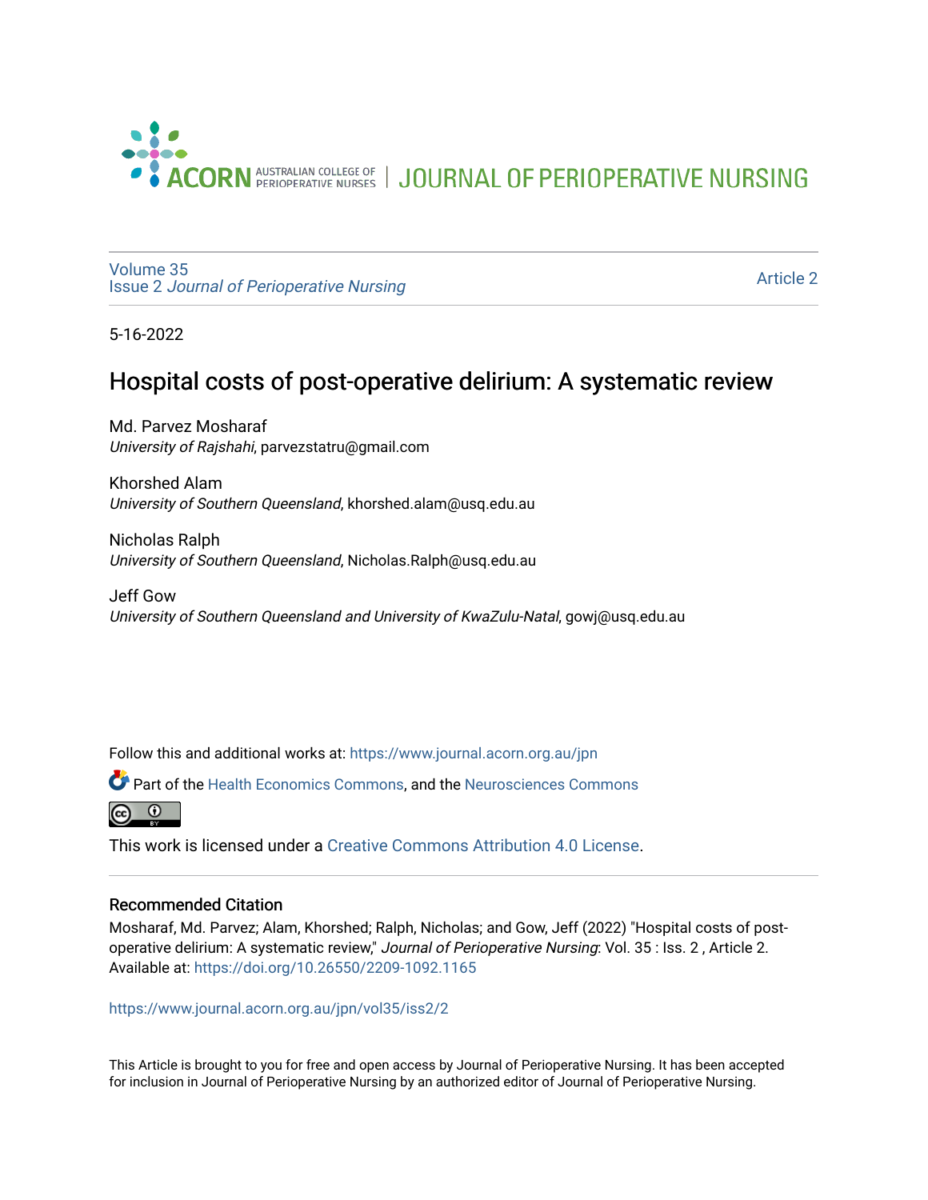ACORN AUSTRALIAN COLLEGE OF PERIOPERATIVE NURSES | JOURNAL OF PERIOPERATIVE NURSING

Volume 35
Issue 2 *Journal of Perioperative Nursing*

Article 2

5-16-2022

# Hospital costs of post-operative delirium: A systematic review

Md. Parvez Mosharaf
*University of Rajshahi*, parvezstatru@gmail.com

Khorshed Alam
*University of Southern Queensland*, khorshed.alam@usq.edu.au

Nicholas Ralph
*University of Southern Queensland*, Nicholas.Ralph@usq.edu.au

Jeff Gow
*University of Southern Queensland and University of KwaZulu-Natal*, gowj@usq.edu.au

Follow this and additional works at: https://www.journal.acorn.org.au/jpn

Part of the Health Economics Commons, and the Neurosciences Commons

This work is licensed under a Creative Commons Attribution 4.0 License.

## Recommended Citation

Mosharaf, Md. Parvez; Alam, Khorshed; Ralph, Nicholas; and Gow, Jeff (2022) "Hospital costs of post-operative delirium: A systematic review," *Journal of Perioperative Nursing*: Vol. 35 : Iss. 2 , Article 2. Available at: https://doi.org/10.26550/2209-1092.1165

https://www.journal.acorn.org.au/jpn/vol35/iss2/2

This Article is brought to you for free and open access by Journal of Perioperative Nursing. It has been accepted for inclusion in Journal of Perioperative Nursing by an authorized editor of Journal of Perioperative Nursing.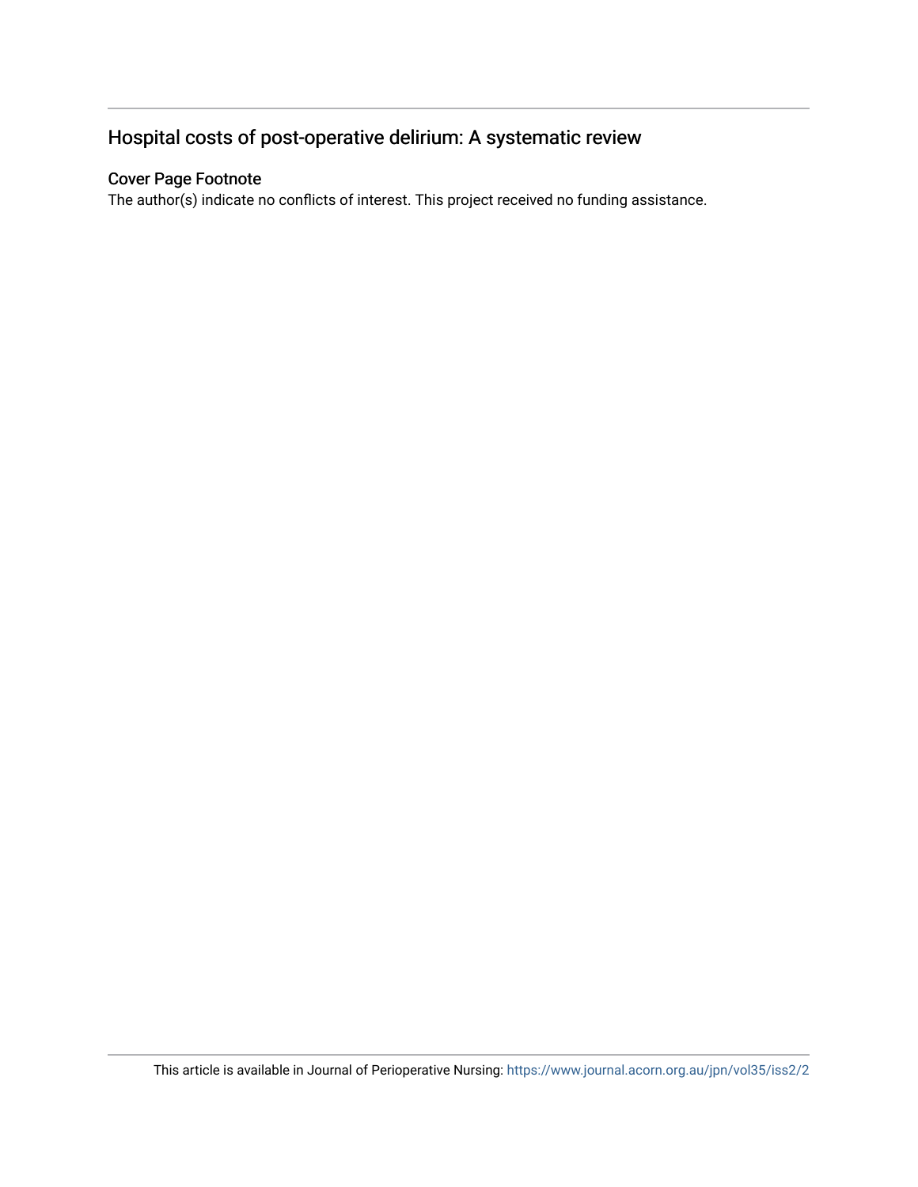# Hospital costs of post-operative delirium: A systematic review

## Cover Page Footnote

The author(s) indicate no conflicts of interest. This project received no funding assistance.

This article is available in Journal of Perioperative Nursing: https://www.journal.acorn.org.au/jpn/vol35/iss2/2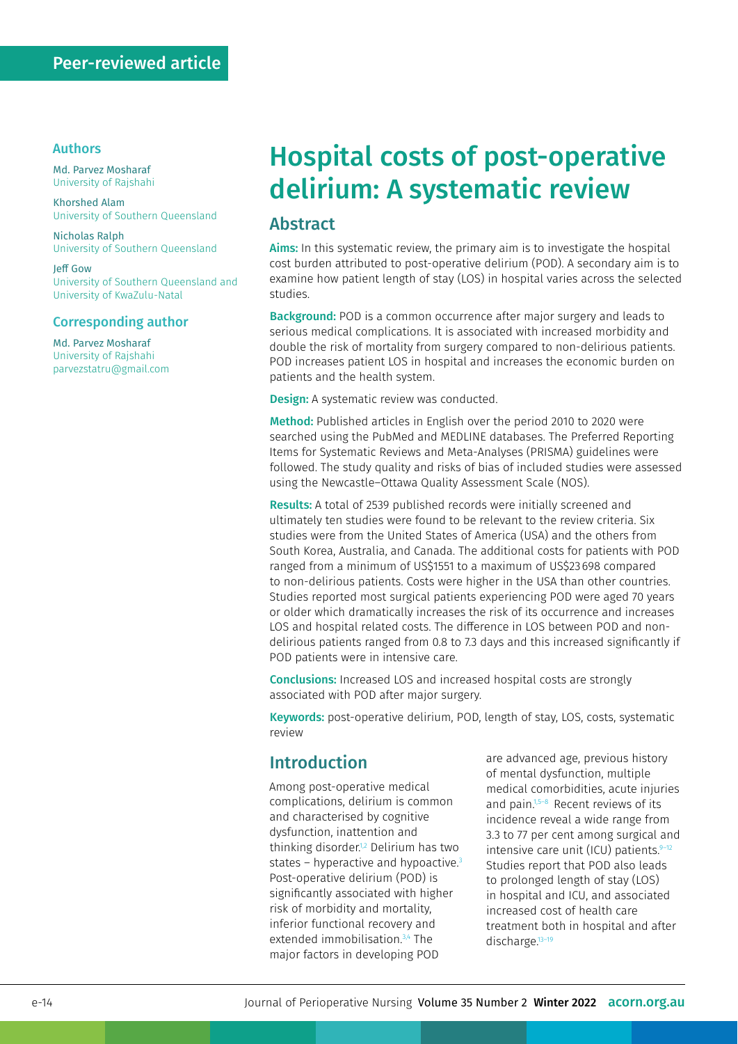Peer-reviewed article

**Authors**

Md. Parvez Mosharaf
University of Rajshahi

Khorshed Alam
University of Southern Queensland

Nicholas Ralph
University of Southern Queensland

Jeff Gow
University of Southern Queensland and University of KwaZulu-Natal

**Corresponding author**

Md. Parvez Mosharaf
University of Rajshahi
parvezstatru@gmail.com

# Hospital costs of post-operative delirium: A systematic review

## Abstract

**Aims:** In this systematic review, the primary aim is to investigate the hospital cost burden attributed to post-operative delirium (POD). A secondary aim is to examine how patient length of stay (LOS) in hospital varies across the selected studies.

**Background:** POD is a common occurrence after major surgery and leads to serious medical complications. It is associated with increased morbidity and double the risk of mortality from surgery compared to non-delirious patients. POD increases patient LOS in hospital and increases the economic burden on patients and the health system.

**Design:** A systematic review was conducted.

**Method:** Published articles in English over the period 2010 to 2020 were searched using the PubMed and MEDLINE databases. The Preferred Reporting Items for Systematic Reviews and Meta-Analyses (PRISMA) guidelines were followed. The study quality and risks of bias of included studies were assessed using the Newcastle–Ottawa Quality Assessment Scale (NOS).

**Results:** A total of 2539 published records were initially screened and ultimately ten studies were found to be relevant to the review criteria. Six studies were from the United States of America (USA) and the others from South Korea, Australia, and Canada. The additional costs for patients with POD ranged from a minimum of US$1551 to a maximum of US$23 698 compared to non-delirious patients. Costs were higher in the USA than other countries. Studies reported most surgical patients experiencing POD were aged 70 years or older which dramatically increases the risk of its occurrence and increases LOS and hospital related costs. The difference in LOS between POD and non-delirious patients ranged from 0.8 to 7.3 days and this increased significantly if POD patients were in intensive care.

**Conclusions:** Increased LOS and increased hospital costs are strongly associated with POD after major surgery.

**Keywords:** post-operative delirium, POD, length of stay, LOS, costs, systematic review

## Introduction

Among post-operative medical complications, delirium is common and characterised by cognitive dysfunction, inattention and thinking disorder.[1,2] Delirium has two states – hyperactive and hypoactive.[3] Post-operative delirium (POD) is significantly associated with higher risk of morbidity and mortality, inferior functional recovery and extended immobilisation.[3,4] The major factors in developing POD are advanced age, previous history of mental dysfunction, multiple medical comorbidities, acute injuries and pain.[1,5–8] Recent reviews of its incidence reveal a wide range from 3.3 to 77 per cent among surgical and intensive care unit (ICU) patients.[9–12] Studies report that POD also leads to prolonged length of stay (LOS) in hospital and ICU, and associated increased cost of health care treatment both in hospital and after discharge.[13–19]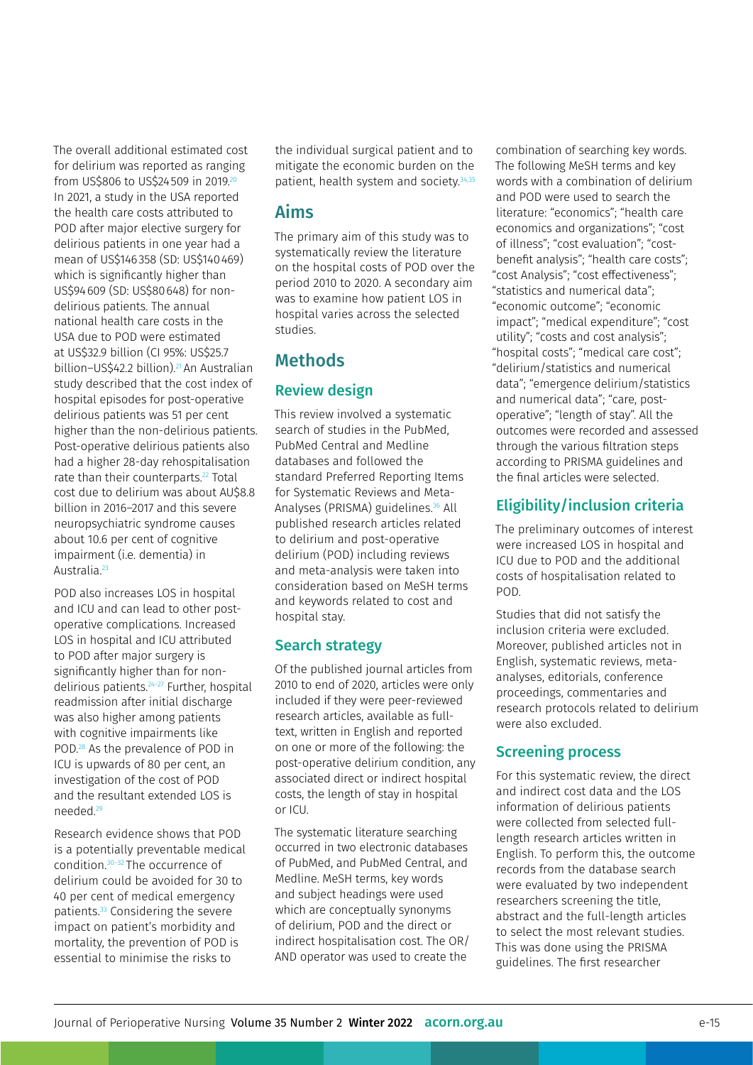The overall additional estimated cost for delirium was reported as ranging from US$806 to US$24 509 in 2019.[20] In 2021, a study in the USA reported the health care costs attributed to POD after major elective surgery for delirious patients in one year had a mean of US$146 358 (SD: US$140 469) which is significantly higher than US$94 609 (SD: US$80 648) for non-delirious patients. The annual national health care costs in the USA due to POD were estimated at US$32.9 billion (CI 95%: US$25.7 billion–US$42.2 billion).[21] An Australian study described that the cost index of hospital episodes for post-operative delirious patients was 51 per cent higher than the non-delirious patients. Post-operative delirious patients also had a higher 28-day rehospitalisation rate than their counterparts.[22] Total cost due to delirium was about AU$8.8 billion in 2016–2017 and this severe neuropsychiatric syndrome causes about 10.6 per cent of cognitive impairment (i.e. dementia) in Australia.[23]

POD also increases LOS in hospital and ICU and can lead to other post-operative complications. Increased LOS in hospital and ICU attributed to POD after major surgery is significantly higher than for non-delirious patients.[24–27] Further, hospital readmission after initial discharge was also higher among patients with cognitive impairments like POD.[28] As the prevalence of POD in ICU is upwards of 80 per cent, an investigation of the cost of POD and the resultant extended LOS is needed.[29]

Research evidence shows that POD is a potentially preventable medical condition.[30–32] The occurrence of delirium could be avoided for 30 to 40 per cent of medical emergency patients.[33] Considering the severe impact on patient's morbidity and mortality, the prevention of POD is essential to minimise the risks to the individual surgical patient and to mitigate the economic burden on the patient, health system and society.[34,35]

## Aims

The primary aim of this study was to systematically review the literature on the hospital costs of POD over the period 2010 to 2020. A secondary aim was to examine how patient LOS in hospital varies across the selected studies.

## Methods

### Review design

This review involved a systematic search of studies in the PubMed, PubMed Central and Medline databases and followed the standard Preferred Reporting Items for Systematic Reviews and Meta-Analyses (PRISMA) guidelines.[36] All published research articles related to delirium and post-operative delirium (POD) including reviews and meta-analysis were taken into consideration based on MeSH terms and keywords related to cost and hospital stay.

### Search strategy

Of the published journal articles from 2010 to end of 2020, articles were only included if they were peer-reviewed research articles, available as full-text, written in English and reported on one or more of the following: the post-operative delirium condition, any associated direct or indirect hospital costs, the length of stay in hospital or ICU.

The systematic literature searching occurred in two electronic databases of PubMed, and PubMed Central, and Medline. MeSH terms, key words and subject headings were used which are conceptually synonyms of delirium, POD and the direct or indirect hospitalisation cost. The OR/AND operator was used to create the combination of searching key words. The following MeSH terms and key words with a combination of delirium and POD were used to search the literature: "economics"; "health care economics and organizations"; "cost of illness"; "cost evaluation"; "cost-benefit analysis"; "health care costs"; "cost Analysis"; "cost effectiveness"; "statistics and numerical data"; "economic outcome"; "economic impact"; "medical expenditure"; "cost utility"; "costs and cost analysis"; "hospital costs"; "medical care cost"; "delirium/statistics and numerical data"; "emergence delirium/statistics and numerical data"; "care, post-operative"; "length of stay". All the outcomes were recorded and assessed through the various filtration steps according to PRISMA guidelines and the final articles were selected.

### Eligibility/inclusion criteria

The preliminary outcomes of interest were increased LOS in hospital and ICU due to POD and the additional costs of hospitalisation related to POD.

Studies that did not satisfy the inclusion criteria were excluded. Moreover, published articles not in English, systematic reviews, meta-analyses, editorials, conference proceedings, commentaries and research protocols related to delirium were also excluded.

### Screening process

For this systematic review, the direct and indirect cost data and the LOS information of delirious patients were collected from selected full-length research articles written in English. To perform this, the outcome records from the database search were evaluated by two independent researchers screening the title, abstract and the full-length articles to select the most relevant studies. This was done using the PRISMA guidelines. The first researcher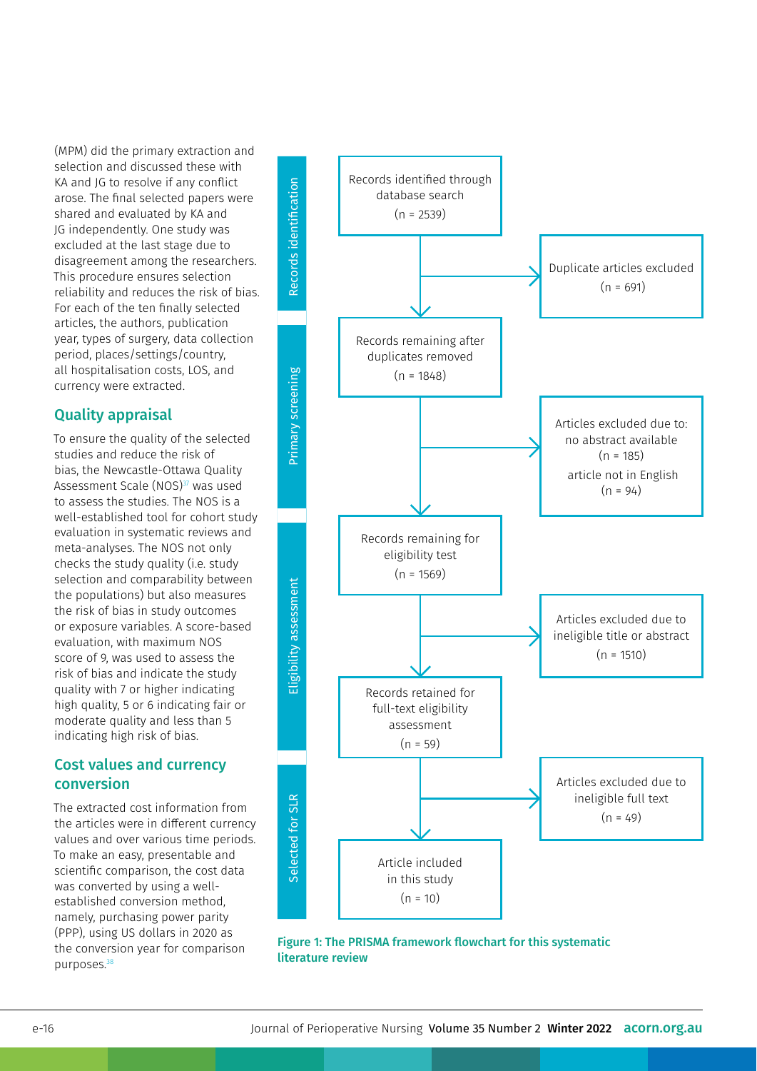(MPM) did the primary extraction and selection and discussed these with KA and JG to resolve if any conflict arose. The final selected papers were shared and evaluated by KA and JG independently. One study was excluded at the last stage due to disagreement among the researchers. This procedure ensures selection reliability and reduces the risk of bias. For each of the ten finally selected articles, the authors, publication year, types of surgery, data collection period, places/settings/country, all hospitalisation costs, LOS, and currency were extracted.

## Quality appraisal

To ensure the quality of the selected studies and reduce the risk of bias, the Newcastle-Ottawa Quality Assessment Scale (NOS)[37] was used to assess the studies. The NOS is a well-established tool for cohort study evaluation in systematic reviews and meta-analyses. The NOS not only checks the study quality (i.e. study selection and comparability between the populations) but also measures the risk of bias in study outcomes or exposure variables. A score-based evaluation, with maximum NOS score of 9, was used to assess the risk of bias and indicate the study quality with 7 or higher indicating high quality, 5 or 6 indicating fair or moderate quality and less than 5 indicating high risk of bias.

## Cost values and currency conversion

The extracted cost information from the articles were in different currency values and over various time periods. To make an easy, presentable and scientific comparison, the cost data was converted by using a well-established conversion method, namely, purchasing power parity (PPP), using US dollars in 2020 as the conversion year for comparison purposes.[38]

**Records identification**
- Records identified through database search (n = 2539)
- Duplicate articles excluded (n = 691)

**Primary screening**
- Records remaining after duplicates removed (n = 1848)
- Articles excluded due to: no abstract available (n = 185); article not in English (n = 94)

**Eligibility assessment**
- Records remaining for eligibility test (n = 1569)
- Articles excluded due to ineligible title or abstract (n = 1510)
- Records retained for full-text eligibility assessment (n = 59)
- Articles excluded due to ineligible full text (n = 49)

**Selected for SLR**
- Article included in this study (n = 10)

Figure 1: The PRISMA framework flowchart for this systematic literature review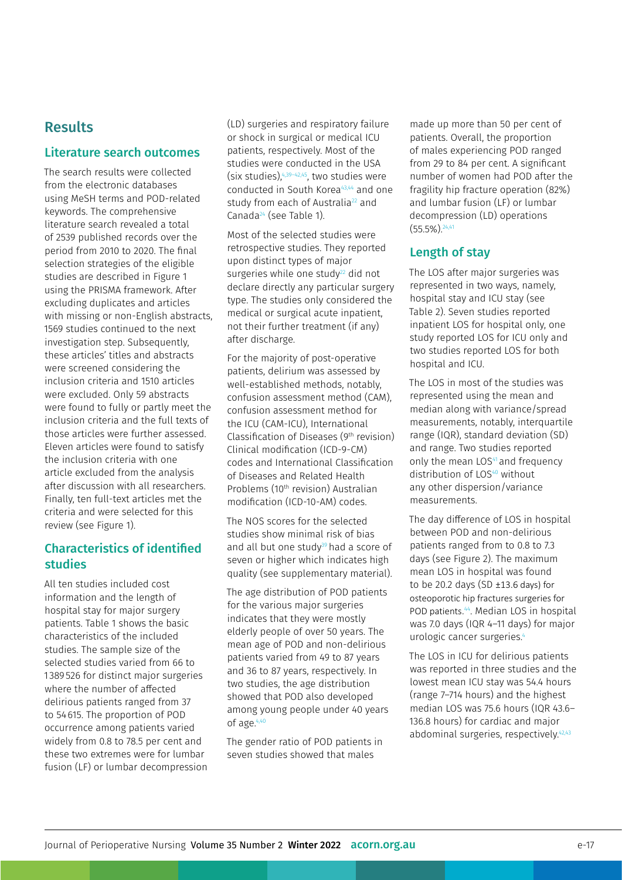## Results

### Literature search outcomes

The search results were collected from the electronic databases using MeSH terms and POD-related keywords. The comprehensive literature search revealed a total of 2539 published records over the period from 2010 to 2020. The final selection strategies of the eligible studies are described in Figure 1 using the PRISMA framework. After excluding duplicates and articles with missing or non-English abstracts, 1569 studies continued to the next investigation step. Subsequently, these articles' titles and abstracts were screened considering the inclusion criteria and 1510 articles were excluded. Only 59 abstracts were found to fully or partly meet the inclusion criteria and the full texts of those articles were further assessed. Eleven articles were found to satisfy the inclusion criteria with one article excluded from the analysis after discussion with all researchers. Finally, ten full-text articles met the criteria and were selected for this review (see Figure 1).

### Characteristics of identified studies

All ten studies included cost information and the length of hospital stay for major surgery patients. Table 1 shows the basic characteristics of the included studies. The sample size of the selected studies varied from 66 to 1 389 526 for distinct major surgeries where the number of affected delirious patients ranged from 37 to 54 615. The proportion of POD occurrence among patients varied widely from 0.8 to 78.5 per cent and these two extremes were for lumbar fusion (LF) or lumbar decompression (LD) surgeries and respiratory failure or shock in surgical or medical ICU patients, respectively. Most of the studies were conducted in the USA (six studies),[4,39–42,45], two studies were conducted in South Korea[43,44] and one study from each of Australia[22] and Canada[24] (see Table 1).

Most of the selected studies were retrospective studies. They reported upon distinct types of major surgeries while one study[22] did not declare directly any particular surgery type. The studies only considered the medical or surgical acute inpatient, not their further treatment (if any) after discharge.

For the majority of post-operative patients, delirium was assessed by well-established methods, notably, confusion assessment method (CAM), confusion assessment method for the ICU (CAM-ICU), International Classification of Diseases (9th revision) Clinical modification (ICD-9-CM) codes and International Classification of Diseases and Related Health Problems (10th revision) Australian modification (ICD-10-AM) codes.

The NOS scores for the selected studies show minimal risk of bias and all but one study[39] had a score of seven or higher which indicates high quality (see supplementary material).

The age distribution of POD patients for the various major surgeries indicates that they were mostly elderly people of over 50 years. The mean age of POD and non-delirious patients varied from 49 to 87 years and 36 to 87 years, respectively. In two studies, the age distribution showed that POD also developed among young people under 40 years of age.[4,40]

The gender ratio of POD patients in seven studies showed that males made up more than 50 per cent of patients. Overall, the proportion of males experiencing POD ranged from 29 to 84 per cent. A significant number of women had POD after the fragility hip fracture operation (82%) and lumbar fusion (LF) or lumbar decompression (LD) operations (55.5%).[24,41]

### Length of stay

The LOS after major surgeries was represented in two ways, namely, hospital stay and ICU stay (see Table 2). Seven studies reported inpatient LOS for hospital only, one study reported LOS for ICU only and two studies reported LOS for both hospital and ICU.

The LOS in most of the studies was represented using the mean and median along with variance/spread measurements, notably, interquartile range (IQR), standard deviation (SD) and range. Two studies reported only the mean LOS[41] and frequency distribution of LOS[40] without any other dispersion/variance measurements.

The day difference of LOS in hospital between POD and non-delirious patients ranged from 0.8 to 7.3 days (see Figure 2). The maximum mean LOS in hospital was found to be 20.2 days (SD ±13.6 days) for osteoporotic hip fractures surgeries for POD patients.[44]. Median LOS in hospital was 7.0 days (IQR 4–11 days) for major urologic cancer surgeries.[4]

The LOS in ICU for delirious patients was reported in three studies and the lowest mean ICU stay was 54.4 hours (range 7–714 hours) and the highest median LOS was 75.6 hours (IQR 43.6–136.8 hours) for cardiac and major abdominal surgeries, respectively.[42,43]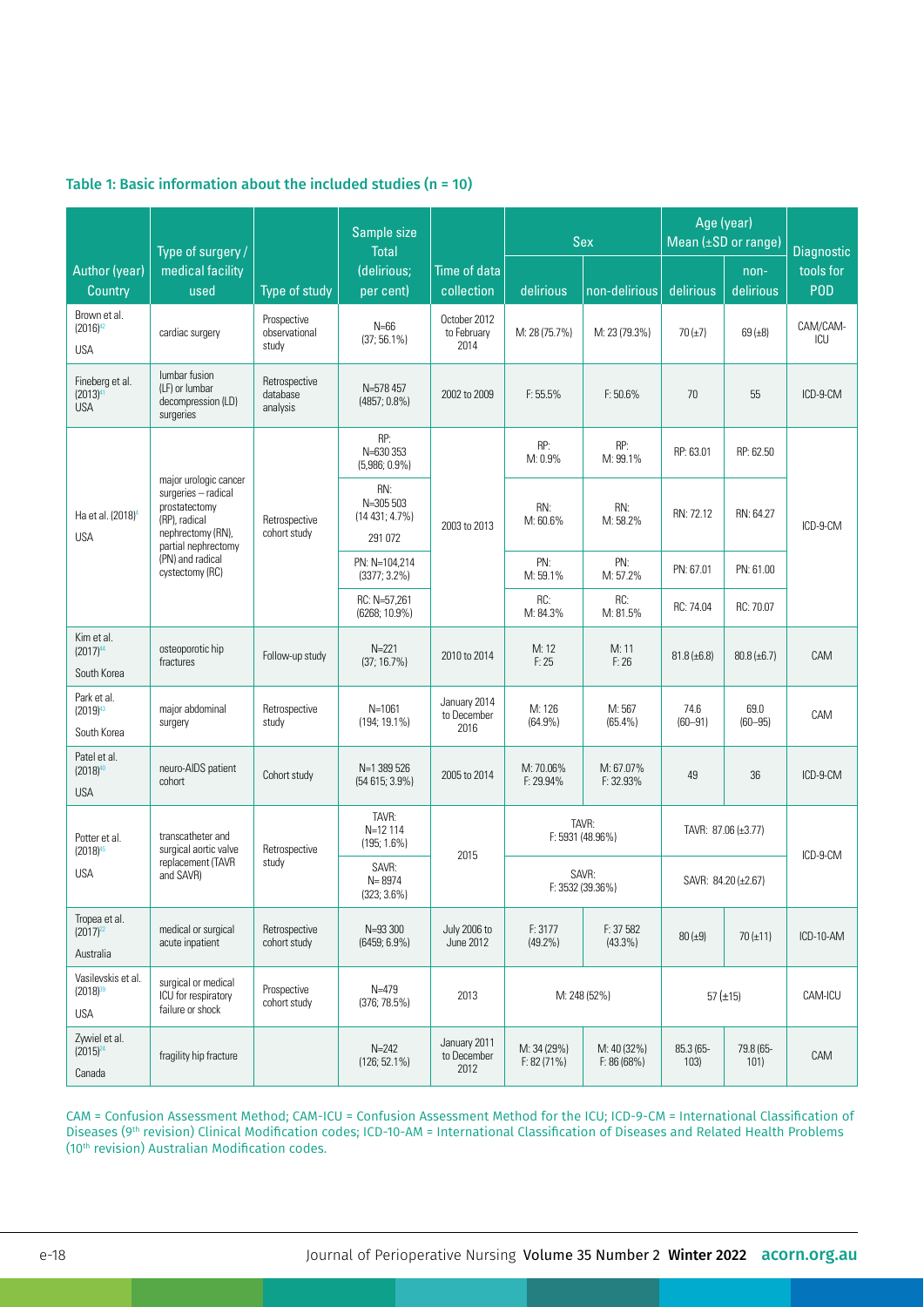### Table 1: Basic information about the included studies (n = 10)

| Author (year) Country | Type of surgery / medical facility used | Type of study | Sample size Total (delirious; per cent) | Time of data collection | Sex | | Age (year) Mean (±SD or range) | | Diagnostic tools for POD |
|---|---|---|---|---|---|---|---|---|---|
| | | | | | delirious | non-delirious | delirious | non-delirious | |
| Brown et al. (2016)[42] USA | cardiac surgery | Prospective observational study | N=66 (37; 56.1%) | October 2012 to February 2014 | M: 28 (75.7%) | M: 23 (79.3%) | 70 (±7) | 69 (±8) | CAM/CAM-ICU |
| Fineberg et al. (2013)[41] USA | lumbar fusion (LF) or lumbar decompression (LD) surgeries | Retrospective database analysis | N=578 457 (4857; 0.8%) | 2002 to 2009 | F: 55.5% | F: 50.6% | 70 | 55 | ICD-9-CM |
| Ha et al. (2018)[4] USA | major urologic cancer surgeries – radical prostatectomy (RP), radical nephrectomy (RN), partial nephrectomy (PN) and radical cystectomy (RC) | Retrospective cohort study | RP: N=630 353 (5,986; 0.9%) | 2003 to 2013 | RP: M: 0.9% | RP: M: 99.1% | RP: 63.01 | RP: 62.50 | ICD-9-CM |
| | | | RN: N=305 503 (14 431; 4.7%) 291 072 | | RN: M: 60.6% | RN: M: 58.2% | RN: 72.12 | RN: 64.27 | |
| | | | PN: N=104,214 (3377; 3.2%) | | PN: M: 59.1% | PN: M: 57.2% | PN: 67.01 | PN: 61.00 | |
| | | | RC: N=57,261 (6268; 10.9%) | | RC: M: 84.3% | RC: M: 81.5% | RC: 74.04 | RC: 70.07 | |
| Kim et al. (2017)[44] South Korea | osteoporotic hip fractures | Follow-up study | N=221 (37; 16.7%) | 2010 to 2014 | M: 12 F: 25 | M: 11 F: 26 | 81.8 (±6.8) | 80.8 (±6.7) | CAM |
| Park et al. (2019)[43] South Korea | major abdominal surgery | Retrospective study | N=1061 (194; 19.1%) | January 2014 to December 2016 | M: 126 (64.9%) | M: 567 (65.4%) | 74.6 (60–91) | 69.0 (60–95) | CAM |
| Patel et al. (2018)[40] USA | neuro-AIDS patient cohort | Cohort study | N=1 389 526 (54 615; 3.9%) | 2005 to 2014 | M: 70.06% F: 29.94% | M: 67.07% F: 32.93% | 49 | 36 | ICD-9-CM |
| Potter et al. (2018)[45] USA | transcatheter and surgical aortic valve replacement (TAVR and SAVR) | Retrospective study | TAVR: N=12 114 (195; 1.6%) | 2015 | TAVR: F: 5931 (48.96%) | | TAVR: 87.06 (±3.77) | | ICD-9-CM |
| | | | SAVR: N= 8974 (323; 3.6%) | | SAVR: F: 3532 (39.36%) | | SAVR: 84.20 (±2.67) | | |
| Tropea et al. (2017)[52] Australia | medical or surgical acute inpatient | Retrospective cohort study | N=93 300 (6459; 6.9%) | July 2006 to June 2012 | F: 3177 (49.2%) | F: 37 582 (43.3%) | 80 (±9) | 70 (±11) | ICD-10-AM |
| Vasilevskis et al. (2018)[39] USA | surgical or medical ICU for respiratory failure or shock | Prospective cohort study | N=479 (376; 78.5%) | 2013 | M: 248 (52%) | | 57 (±15) | | CAM-ICU |
| Zywiel et al. (2015)[34] Canada | fragility hip fracture | | N=242 (126; 52.1%) | January 2011 to December 2012 | M: 34 (29%) F: 82 (71%) | M: 40 (32%) F: 86 (68%) | 85.3 (65-103) | 79.8 (65-101) | CAM |

CAM = Confusion Assessment Method; CAM-ICU = Confusion Assessment Method for the ICU; ICD-9-CM = International Classification of Diseases (9th revision) Clinical Modification codes; ICD-10-AM = International Classification of Diseases and Related Health Problems (10th revision) Australian Modification codes.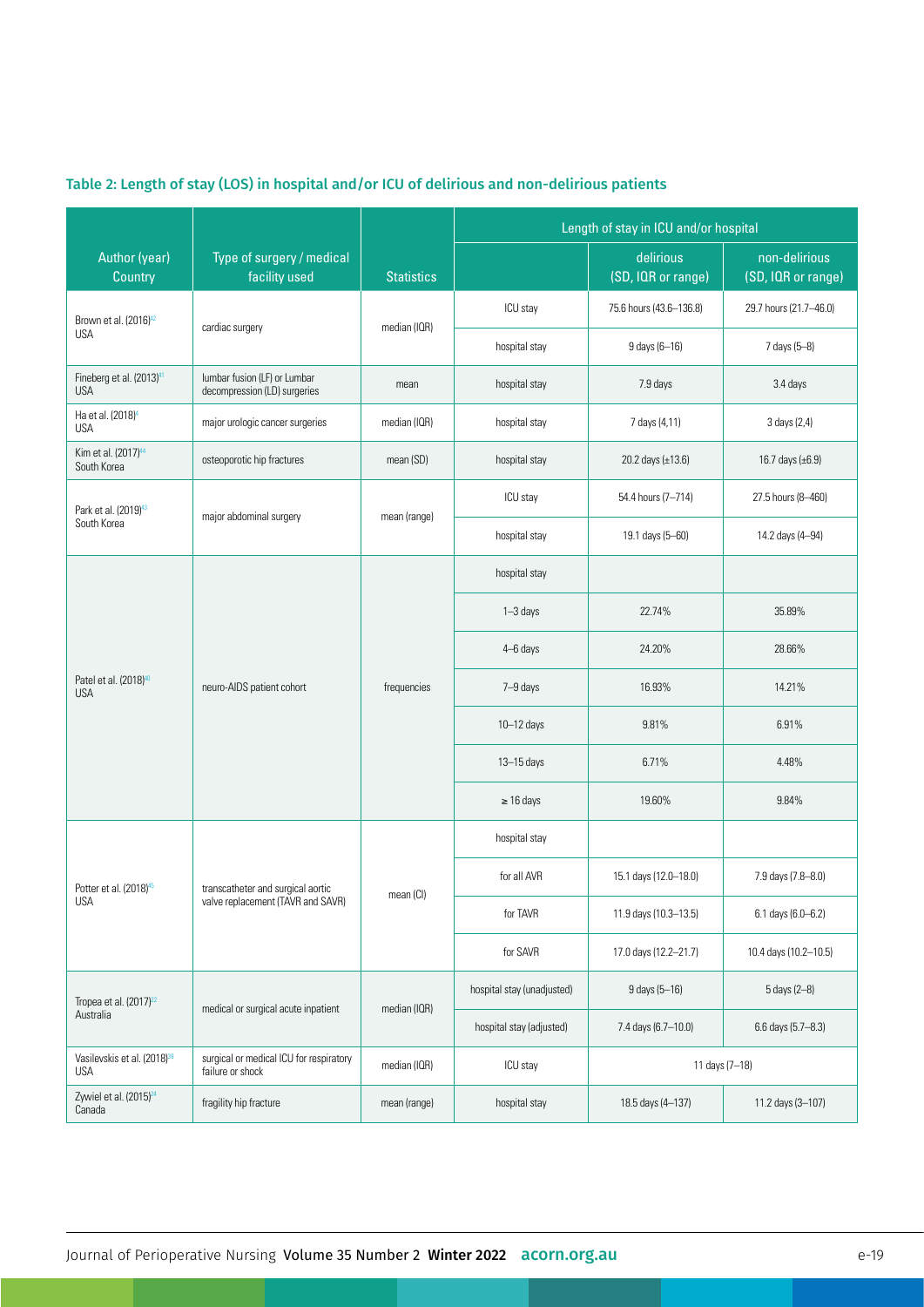## Table 2: Length of stay (LOS) in hospital and/or ICU of delirious and non-delirious patients

| Author (year) Country | Type of surgery / medical facility used | Statistics | Length of stay in ICU and/or hospital | | |
|---|---|---|---|---|---|
| | | | | delirious (SD, IQR or range) | non-delirious (SD, IQR or range) |
| Brown et al. (2016)[42] USA | cardiac surgery | median (IQR) | ICU stay | 75.6 hours (43.6–136.8) | 29.7 hours (21.7–46.0) |
| | | | hospital stay | 9 days (6–16) | 7 days (5–8) |
| Fineberg et al. (2013)[41] USA | lumbar fusion (LF) or Lumbar decompression (LD) surgeries | mean | hospital stay | 7.9 days | 3.4 days |
| Ha et al. (2018)[4] USA | major urologic cancer surgeries | median (IQR) | hospital stay | 7 days (4,11) | 3 days (2,4) |
| Kim et al. (2017)[44] South Korea | osteoporotic hip fractures | mean (SD) | hospital stay | 20.2 days (±13.6) | 16.7 days (±6.9) |
| Park et al. (2019)[43] South Korea | major abdominal surgery | mean (range) | ICU stay | 54.4 hours (7–714) | 27.5 hours (8–460) |
| | | | hospital stay | 19.1 days (5–60) | 14.2 days (4–94) |
| Patel et al. (2018)[40] USA | neuro-AIDS patient cohort | frequencies | hospital stay | | |
| | | | 1–3 days | 22.74% | 35.89% |
| | | | 4–6 days | 24.20% | 28.66% |
| | | | 7–9 days | 16.93% | 14.21% |
| | | | 10–12 days | 9.81% | 6.91% |
| | | | 13–15 days | 6.71% | 4.48% |
| | | | ≥ 16 days | 19.60% | 9.84% |
| Potter et al. (2018)[45] USA | transcatheter and surgical aortic valve replacement (TAVR and SAVR) | mean (CI) | hospital stay | | |
| | | | for all AVR | 15.1 days (12.0–18.0) | 7.9 days (7.8–8.0) |
| | | | for TAVR | 11.9 days (10.3–13.5) | 6.1 days (6.0–6.2) |
| | | | for SAVR | 17.0 days (12.2–21.7) | 10.4 days (10.2–10.5) |
| Tropea et al. (2017)[22] Australia | medical or surgical acute inpatient | median (IQR) | hospital stay (unadjusted) | 9 days (5–16) | 5 days (2–8) |
| | | | hospital stay (adjusted) | 7.4 days (6.7–10.0) | 6.6 days (5.7–8.3) |
| Vasilevskis et al. (2018)[39] USA | surgical or medical ICU for respiratory failure or shock | median (IQR) | ICU stay | 11 days (7–18) | |
| Zywiel et al. (2015)[34] Canada | fragility hip fracture | mean (range) | hospital stay | 18.5 days (4–137) | 11.2 days (3–107) |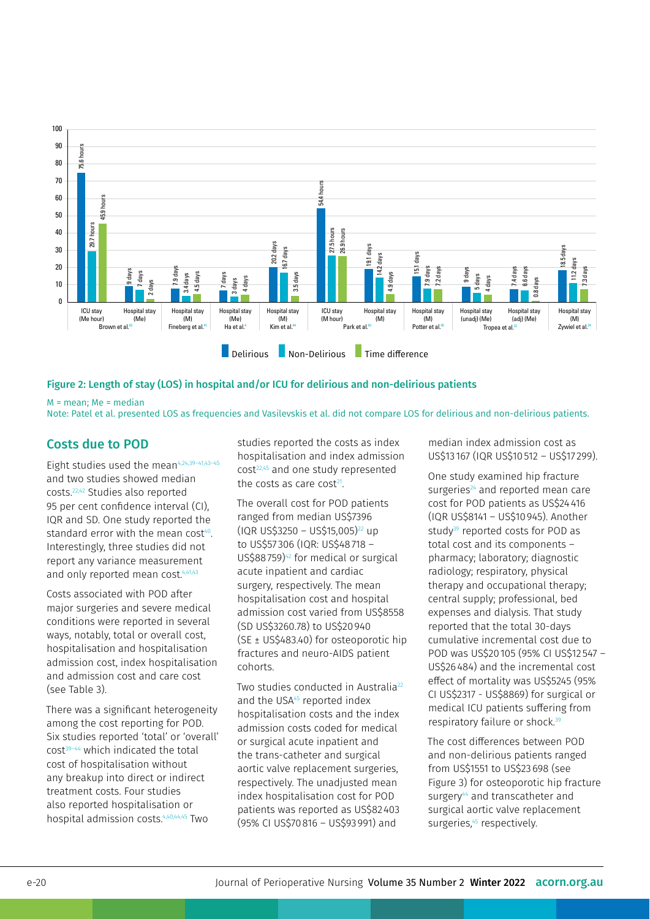Figure 2: Length of stay (LOS) in hospital and/or ICU for delirious and non-delirious patients

M = mean; Me = median

Note: Patel et al. presented LOS as frequencies and Vasilevskis et al. did not compare LOS for delirious and non-delirious patients.

## Costs due to POD

Eight studies used the mean[4,24,39–41,43–45] and two studies showed median costs.[22,42] Studies also reported 95 per cent confidence interval (CI), IQR and SD. One study reported the standard error with the mean cost[40]. Interestingly, three studies did not report any variance measurement and only reported mean cost.[4,41,43]

Costs associated with POD after major surgeries and severe medical conditions were reported in several ways, notably, total or overall cost, hospitalisation and hospitalisation admission cost, index hospitalisation and admission cost and care cost (see Table 3).

There was a significant heterogeneity among the cost reporting for POD. Six studies reported 'total' or 'overall' cost[39–44] which indicated the total cost of hospitalisation without any breakup into direct or indirect treatment costs. Four studies also reported hospitalisation or hospital admission costs.[4,40,44,45] Two studies reported the costs as index hospitalisation and index admission cost[22,45] and one study represented the costs as care cost[21].

The overall cost for POD patients ranged from median US$7396 (IQR US$3250 – US$15,005)[22] up to US$57306 (IQR: US$48718 – US$88759)[42] for medical or surgical acute inpatient and cardiac surgery, respectively. The mean hospitalisation cost and hospital admission cost varied from US$8558 (SD US$3260.78) to US$20940 (SE ± US$483.40) for osteoporotic hip fractures and neuro-AIDS patient cohorts.

Two studies conducted in Australia[22] and the USA[45] reported index hospitalisation costs and the index admission costs coded for medical or surgical acute inpatient and the trans-catheter and surgical aortic valve replacement surgeries, respectively. The unadjusted mean index hospitalisation cost for POD patients was reported as US$82403 (95% CI US$70816 – US$93991) and median index admission cost as US$13167 (IQR US$10512 – US$17299).

One study examined hip fracture surgeries[24] and reported mean care cost for POD patients as US$24416 (IQR US$8141 – US$10945). Another study[39] reported costs for POD as total cost and its components – pharmacy; laboratory; diagnostic radiology; respiratory, physical therapy and occupational therapy; central supply; professional, bed expenses and dialysis. That study reported that the total 30-days cumulative incremental cost due to POD was US$20105 (95% CI US$12547 – US$26484) and the incremental cost effect of mortality was US$5245 (95% CI US$2317 - US$8869) for surgical or medical ICU patients suffering from respiratory failure or shock.[39]

The cost differences between POD and non-delirious patients ranged from US$1551 to US$23698 (see Figure 3) for osteoporotic hip fracture surgery[44] and transcatheter and surgical aortic valve replacement surgeries,[45] respectively.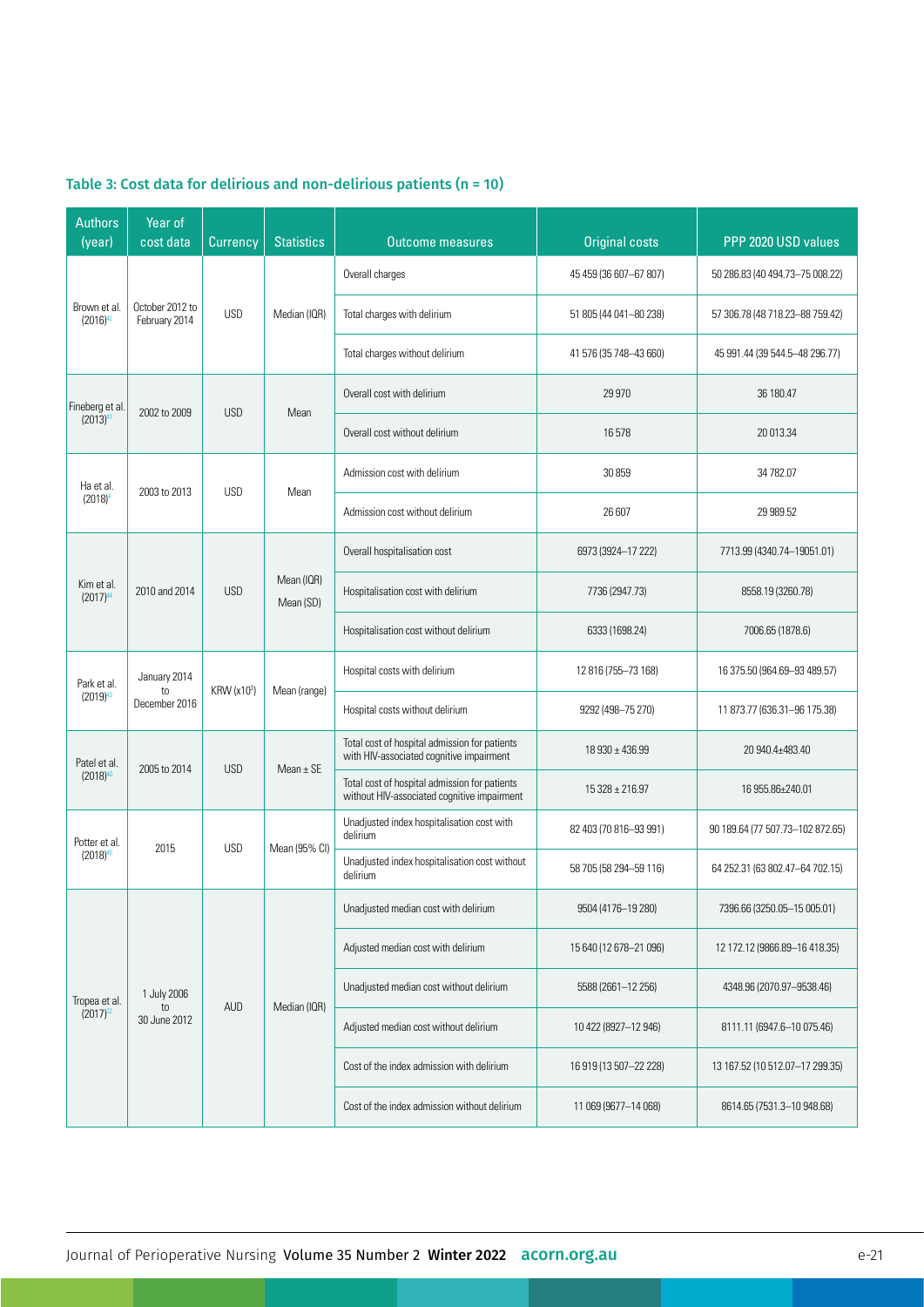### Table 3: Cost data for delirious and non-delirious patients (n = 10)

| Authors (year) | Year of cost data | Currency | Statistics | Outcome measures | Original costs | PPP 2020 USD values |
|---|---|---|---|---|---|---|
| Brown et al. (2016)[42] | October 2012 to February 2014 | USD | Median (IQR) | Overall charges | 45 459 (36 607–67 807) | 50 286.83 (40 494.73–75 008.22) |
| | | | | Total charges with delirium | 51 805 (44 041–80 238) | 57 306.78 (48 718.23–88 759.42) |
| | | | | Total charges without delirium | 41 576 (35 748–43 660) | 45 991.44 (39 544.5–48 296.77) |
| Fineberg et al. (2013)[41] | 2002 to 2009 | USD | Mean | Overall cost with delirium | 29 970 | 36 180.47 |
| | | | | Overall cost without delirium | 16 578 | 20 013.34 |
| Ha et al. (2018)[1] | 2003 to 2013 | USD | Mean | Admission cost with delirium | 30 859 | 34 782.07 |
| | | | | Admission cost without delirium | 26 607 | 29 989.52 |
| Kim et al. (2017)[44] | 2010 and 2014 | USD | Mean (IQR) Mean (SD) | Overall hospitalisation cost | 6973 (3924–17 222) | 7713.99 (4340.74–19051.01) |
| | | | | Hospitalisation cost with delirium | 7736 (2947.73) | 8558.19 (3260.78) |
| | | | | Hospitalisation cost without delirium | 6333 (1698.24) | 7006.65 (1878.6) |
| Park et al. (2019)[43] | January 2014 to December 2016 | KRW (x10[3]) | Mean (range) | Hospital costs with delirium | 12 816 (755–73 168) | 16 375.50 (964.69–93 489.57) |
| | | | | Hospital costs without delirium | 9292 (498–75 270) | 11 873.77 (636.31–96 175.38) |
| Patel et al. (2018)[40] | 2005 to 2014 | USD | Mean ± SE | Total cost of hospital admission for patients with HIV-associated cognitive impairment | 18 930 ± 436.99 | 20 940.4±483.40 |
| | | | | Total cost of hospital admission for patients without HIV-associated cognitive impairment | 15 328 ± 216.97 | 16 955.86±240.01 |
| Potter et al. (2018)[45] | 2015 | USD | Mean (95% CI) | Unadjusted index hospitalisation cost with delirium | 82 403 (70 816–93 991) | 90 189.64 (77 507.73–102 872.65) |
| | | | | Unadjusted index hospitalisation cost without delirium | 58 705 (58 294–59 116) | 64 252.31 (63 802.47–64 702.15) |
| Tropea et al. (2017)[32] | 1 July 2006 to 30 June 2012 | AUD | Median (IQR) | Unadjusted median cost with delirium | 9504 (4176–19 280) | 7396.66 (3250.05–15 005.01) |
| | | | | Adjusted median cost with delirium | 15 640 (12 678–21 096) | 12 172.12 (9866.89–16 418.35) |
| | | | | Unadjusted median cost without delirium | 5588 (2661–12 256) | 4348.96 (2070.97–9538.46) |
| | | | | Adjusted median cost without delirium | 10 422 (8927–12 946) | 8111.11 (6947.6–10 075.46) |
| | | | | Cost of the index admission with delirium | 16 919 (13 507–22 228) | 13 167.52 (10 512.07–17 299.35) |
| | | | | Cost of the index admission without delirium | 11 069 (9677–14 068) | 8614.65 (7531.3–10 948.68) |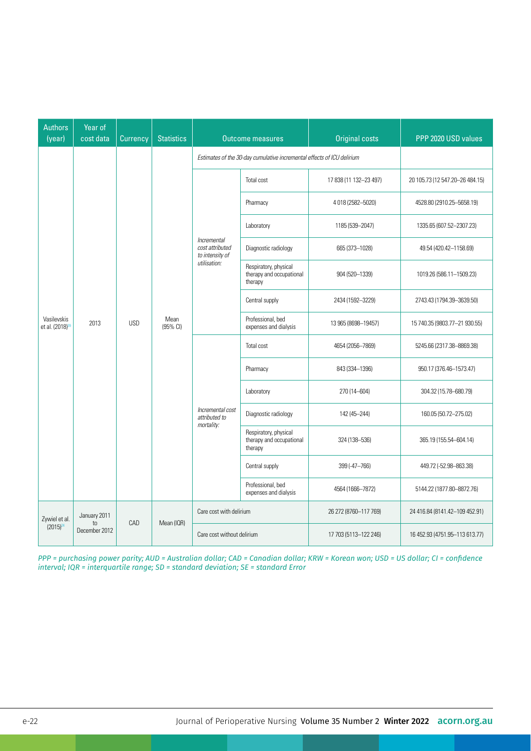| Authors (year) | Year of cost data | Currency | Statistics | Outcome measures | | Original costs | PPP 2020 USD values |
|---|---|---|---|---|---|---|---|
| Vasilevskis et al. (2018)[19] | 2013 | USD | Mean (95% CI) | *Estimates of the 30-day cumulative incremental effects of ICU delirium* | | | |
| | | | | *Incremental cost attributed to intensity of utilisation:* | Total cost | 17 838 (11 132–23 497) | 20 105.73 (12 547.20–26 484.15) |
| | | | | | Pharmacy | 4 018 (2582–5020) | 4528.80 (2910.25–5658.19) |
| | | | | | Laboratory | 1185 (539–2047) | 1335.65 (607.52–2307.23) |
| | | | | | Diagnostic radiology | 665 (373–1028) | 49.54 (420.42–1158.69) |
| | | | | | Respiratory, physical therapy and occupational therapy | 904 (520–1339) | 1019.26 (586.11–1509.23) |
| | | | | | Central supply | 2434 (1592–3229) | 2743.43 (1794.39–3639.50) |
| | | | | | Professional, bed expenses and dialysis | 13 965 (8698–19457) | 15 740.35 (9803.77–21 930.55) |
| | | | | *Incremental cost attributed to mortality:* | Total cost | 4654 (2056–7869) | 5245.66 (2317.38–8869.38) |
| | | | | | Pharmacy | 843 (334–1396) | 950.17 (376.46–1573.47) |
| | | | | | Laboratory | 270 (14–604) | 304.32 (15.78–680.79) |
| | | | | | Diagnostic radiology | 142 (45–244) | 160.05 (50.72–275.02) |
| | | | | | Respiratory, physical therapy and occupational therapy | 324 (138–536) | 365.19 (155.54–604.14) |
| | | | | | Central supply | 399 (-47–766) | 449.72 (-52.98–863.38) |
| | | | | | Professional, bed expenses and dialysis | 4564 (1666–7872) | 5144.22 (1877.80–8872.76) |
| Zywiel et al. (2015)[34] | January 2011 to December 2012 | CAD | Mean (IQR) | Care cost with delirium | | 26 272 (8760–117 769) | 24 416.84 (8141.42–109 452.91) |
| | | | | Care cost without delirium | | 17 703 (5113–122 246) | 16 452.93 (4751.95–113 613.77) |

*PPP = purchasing power parity; AUD = Australian dollar; CAD = Canadian dollar; KRW = Korean won; USD = US dollar; CI = confidence interval; IQR = interquartile range; SD = standard deviation; SE = standard Error*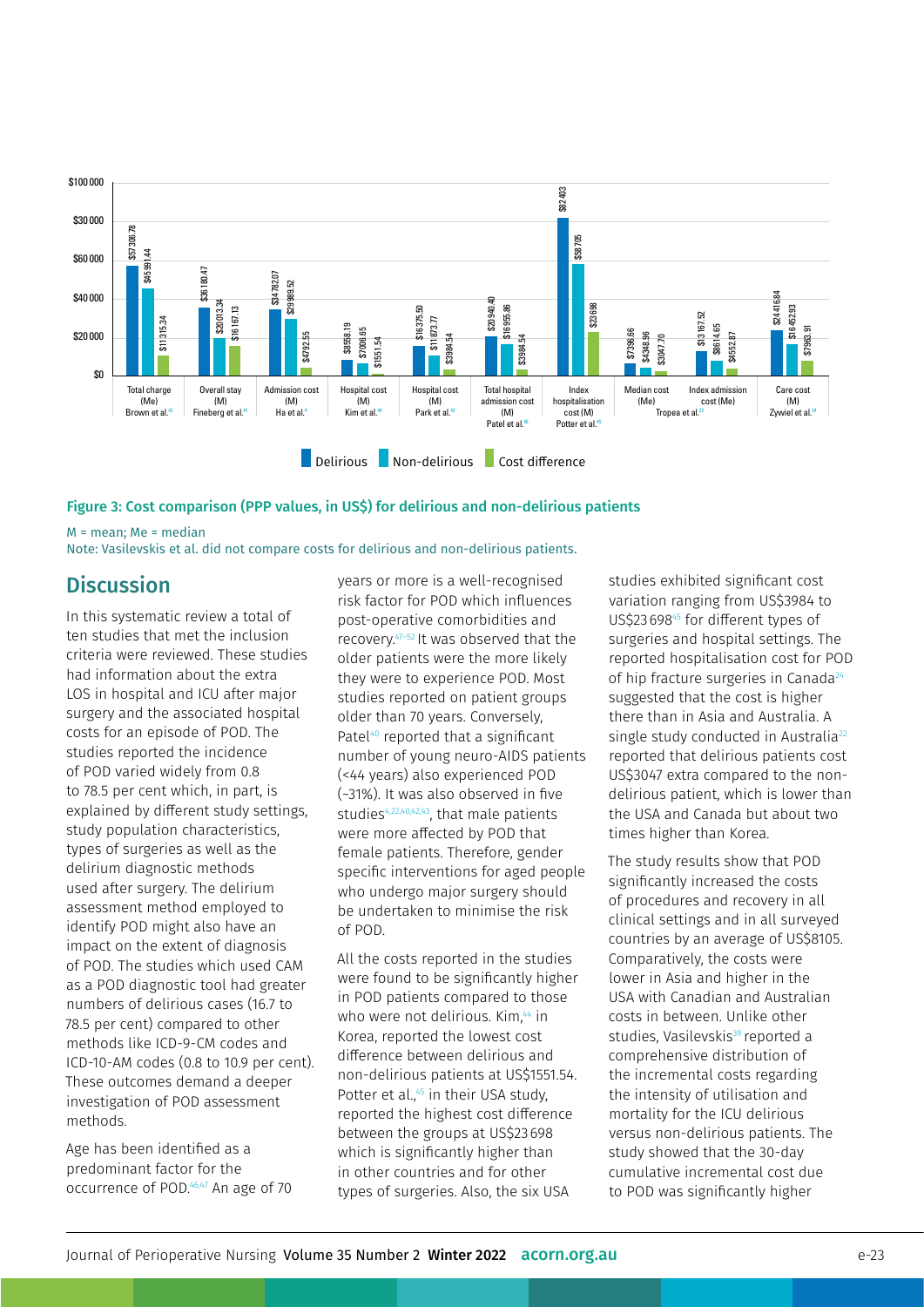| Measure / Study | Delirious | Non-delirious | Cost difference |
|---|---|---|---|
| Total charge (Me) Brown et al.[42] | $57 306.78 | $45 991.44 | $11 315.34 |
| Overall stay (M) Fineberg et al.[41] | $36 180.47 | $20 013.34 | $16 167.13 |
| Admission cost (M) Ha et al.[4] | $34 782.07 | $29 989.52 | $4792.55 |
| Hospital cost (M) Kim et al.[44] | $8558.19 | $7006.65 | $1551.54 |
| Hospital cost (M) Park et al.[43] | $16 375.50 | $11 873.77 | $3984.54 |
| Total hospital admission cost (M) Patel et al.[40] | $20 940.40 | $16 955.86 | $3984.54 |
| Index hospitalisation cost (M) Potter et al.[45] | $82 403 | $58 705 | $23 698 |
| Median cost (Me) Tropea et al.[22] | $7396.66 | $4348.96 | $3047.70 |
| Index admission cost (Me) Tropea et al.[22] | $13 167.52 | $8614.65 | $4552.87 |
| Care cost (M) Zywiel et al.[24] | $24 416.84 | $16 452.93 | $7963.91 |

**Figure 3: Cost comparison (PPP values, in US$) for delirious and non-delirious patients**

M = mean; Me = median

Note: Vasilevskis et al. did not compare costs for delirious and non-delirious patients.

## Discussion

In this systematic review a total of ten studies that met the inclusion criteria were reviewed. These studies had information about the extra LOS in hospital and ICU after major surgery and the associated hospital costs for an episode of POD. The studies reported the incidence of POD varied widely from 0.8 to 78.5 per cent which, in part, is explained by different study settings, study population characteristics, types of surgeries as well as the delirium diagnostic methods used after surgery. The delirium assessment method employed to identify POD might also have an impact on the extent of diagnosis of POD. The studies which used CAM as a POD diagnostic tool had greater numbers of delirious cases (16.7 to 78.5 per cent) compared to other methods like ICD-9-CM codes and ICD-10-AM codes (0.8 to 10.9 per cent). These outcomes demand a deeper investigation of POD assessment methods.

Age has been identified as a predominant factor for the occurrence of POD.[46,47] An age of 70 years or more is a well-recognised risk factor for POD which influences post-operative comorbidities and recovery.[47–52] It was observed that the older patients were the more likely they were to experience POD. Most studies reported on patient groups older than 70 years. Conversely, Patel[40] reported that a significant number of young neuro-AIDS patients (<44 years) also experienced POD (~31%). It was also observed in five studies[4,22,40,42,43], that male patients were more affected by POD that female patients. Therefore, gender specific interventions for aged people who undergo major surgery should be undertaken to minimise the risk of POD.

All the costs reported in the studies were found to be significantly higher in POD patients compared to those who were not delirious. Kim,[44] in Korea, reported the lowest cost difference between delirious and non-delirious patients at US$1551.54. Potter et al.,[45] in their USA study, reported the highest cost difference between the groups at US$23 698 which is significantly higher than in other countries and for other types of surgeries. Also, the six USA studies exhibited significant cost variation ranging from US$3984 to US$23 698[45] for different types of surgeries and hospital settings. The reported hospitalisation cost for POD of hip fracture surgeries in Canada[24] suggested that the cost is higher there than in Asia and Australia. A single study conducted in Australia[22] reported that delirious patients cost US$3047 extra compared to the non-delirious patient, which is lower than the USA and Canada but about two times higher than Korea.

The study results show that POD significantly increased the costs of procedures and recovery in all clinical settings and in all surveyed countries by an average of US$8105. Comparatively, the costs were lower in Asia and higher in the USA with Canadian and Australian costs in between. Unlike other studies, Vasilevskis[39] reported a comprehensive distribution of the incremental costs regarding the intensity of utilisation and mortality for the ICU delirious versus non-delirious patients. The study showed that the 30-day cumulative incremental cost due to POD was significantly higher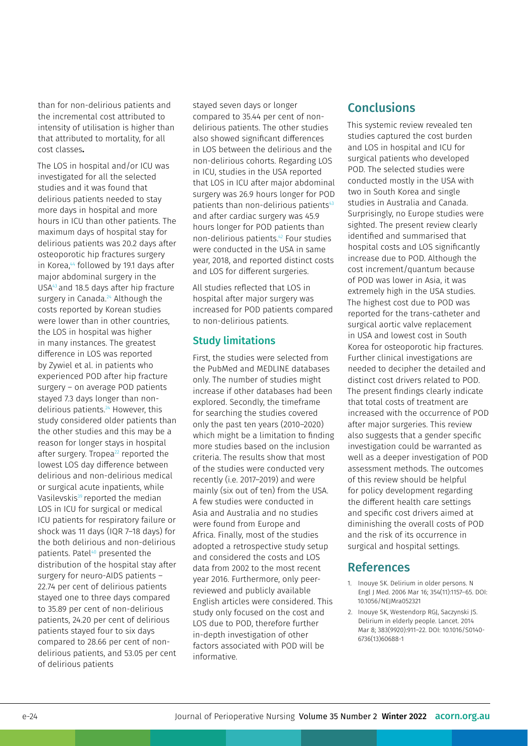than for non-delirious patients and the incremental cost attributed to intensity of utilisation is higher than that attributed to mortality, for all cost classes**.**

The LOS in hospital and/or ICU was investigated for all the selected studies and it was found that delirious patients needed to stay more days in hospital and more hours in ICU than other patients. The maximum days of hospital stay for delirious patients was 20.2 days after osteoporotic hip fractures surgery in Korea,[44] followed by 19.1 days after major abdominal surgery in the USA[43] and 18.5 days after hip fracture surgery in Canada.[24] Although the costs reported by Korean studies were lower than in other countries, the LOS in hospital was higher in many instances. The greatest difference in LOS was reported by Zywiel et al. in patients who experienced POD after hip fracture surgery – on average POD patients stayed 7.3 days longer than non-delirious patients.[24] However, this study considered older patients than the other studies and this may be a reason for longer stays in hospital after surgery. Tropea[22] reported the lowest LOS day difference between delirious and non-delirious medical or surgical acute inpatients, while Vasilevskis[39] reported the median LOS in ICU for surgical or medical ICU patients for respiratory failure or shock was 11 days (IQR 7–18 days) for the both delirious and non-delirious patients. Patel[40] presented the distribution of the hospital stay after surgery for neuro-AIDS patients – 22.74 per cent of delirious patients stayed one to three days compared to 35.89 per cent of non-delirious patients, 24.20 per cent of delirious patients stayed four to six days compared to 28.66 per cent of non-delirious patients, and 53.05 per cent of delirious patients stayed seven days or longer compared to 35.44 per cent of non-delirious patients. The other studies also showed significant differences in LOS between the delirious and the non-delirious cohorts. Regarding LOS in ICU, studies in the USA reported that LOS in ICU after major abdominal surgery was 26.9 hours longer for POD patients than non-delirious patients[43] and after cardiac surgery was 45.9 hours longer for POD patients than non-delirious patients.[42] Four studies were conducted in the USA in same year, 2018, and reported distinct costs and LOS for different surgeries.

All studies reflected that LOS in hospital after major surgery was increased for POD patients compared to non-delirious patients.

### Study limitations

First, the studies were selected from the PubMed and MEDLINE databases only. The number of studies might increase if other databases had been explored. Secondly, the timeframe for searching the studies covered only the past ten years (2010–2020) which might be a limitation to finding more studies based on the inclusion criteria. The results show that most of the studies were conducted very recently (i.e. 2017–2019) and were mainly (six out of ten) from the USA. A few studies were conducted in Asia and Australia and no studies were found from Europe and Africa. Finally, most of the studies adopted a retrospective study setup and considered the costs and LOS data from 2002 to the most recent year 2016. Furthermore, only peer-reviewed and publicly available English articles were considered. This study only focused on the cost and LOS due to POD, therefore further in-depth investigation of other factors associated with POD will be informative.

## Conclusions

This systemic review revealed ten studies captured the cost burden and LOS in hospital and ICU for surgical patients who developed POD. The selected studies were conducted mostly in the USA with two in South Korea and single studies in Australia and Canada. Surprisingly, no Europe studies were sighted. The present review clearly identified and summarised that hospital costs and LOS significantly increase due to POD. Although the cost increment/quantum because of POD was lower in Asia, it was extremely high in the USA studies. The highest cost due to POD was reported for the trans-catheter and surgical aortic valve replacement in USA and lowest cost in South Korea for osteoporotic hip fractures. Further clinical investigations are needed to decipher the detailed and distinct cost drivers related to POD. The present findings clearly indicate that total costs of treatment are increased with the occurrence of POD after major surgeries. This review also suggests that a gender specific investigation could be warranted as well as a deeper investigation of POD assessment methods. The outcomes of this review should be helpful for policy development regarding the different health care settings and specific cost drivers aimed at diminishing the overall costs of POD and the risk of its occurrence in surgical and hospital settings.

## References

1. Inouye SK. Delirium in older persons. N Engl J Med. 2006 Mar 16; 354(11):1157–65. DOI: 10.1056/NEJMra052321
2. Inouye SK, Westendorp RGJ, Saczynski JS. Delirium in elderly people. Lancet. 2014 Mar 8; 383(9920):911–22. DOI: 10.1016/S0140-6736(13)60688-1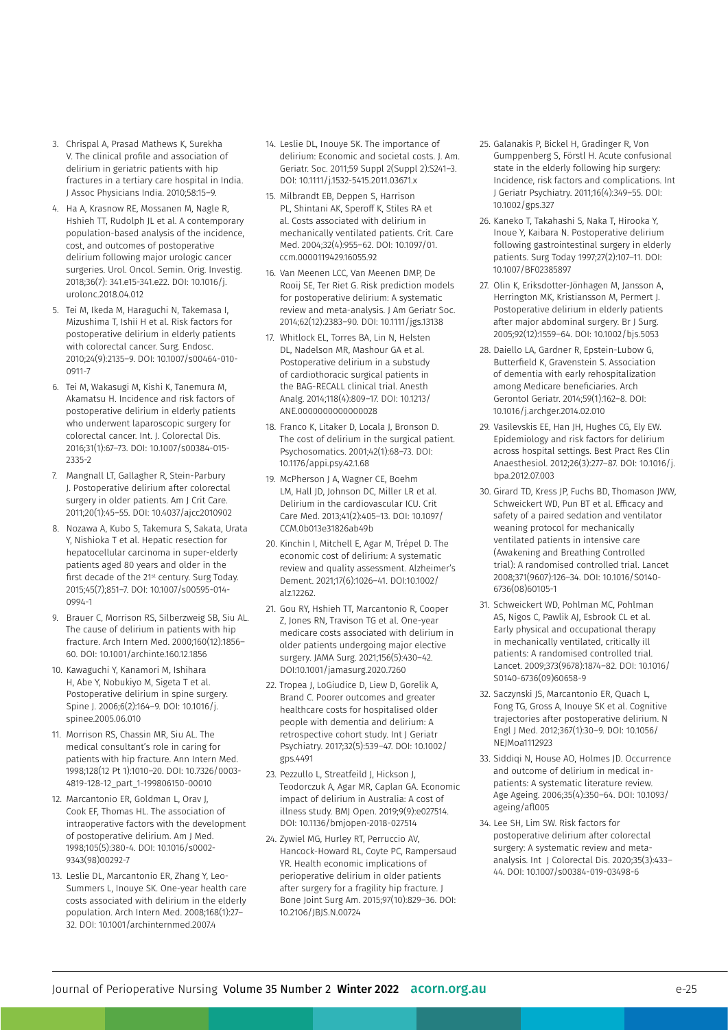3. Chrispal A, Prasad Mathews K, Surekha V. The clinical profile and association of delirium in geriatric patients with hip fractures in a tertiary care hospital in India. J Assoc Physicians India. 2010;58:15–9.
4. Ha A, Krasnow RE, Mossanen M, Nagle R, Hshieh TT, Rudolph JL et al. A contemporary population-based analysis of the incidence, cost, and outcomes of postoperative delirium following major urologic cancer surgeries. Urol. Oncol. Semin. Orig. Investig. 2018;36(7): 341.e15-341.e22. DOI: 10.1016/j.urolonc.2018.04.012
5. Tei M, Ikeda M, Haraguchi N, Takemasa I, Mizushima T, Ishii H et al. Risk factors for postoperative delirium in elderly patients with colorectal cancer. Surg. Endosc. 2010;24(9):2135–9. DOI: 10.1007/s00464-010-0911-7
6. Tei M, Wakasugi M, Kishi K, Tanemura M, Akamatsu H. Incidence and risk factors of postoperative delirium in elderly patients who underwent laparoscopic surgery for colorectal cancer. Int. J. Colorectal Dis. 2016;31(1):67–73. DOI: 10.1007/s00384-015-2335-2
7. Mangnall LT, Gallagher R, Stein-Parbury J. Postoperative delirium after colorectal surgery in older patients. Am J Crit Care. 2011;20(1):45–55. DOI: 10.4037/ajcc2010902
8. Nozawa A, Kubo S, Takemura S, Sakata, Urata Y, Nishioka T et al. Hepatic resection for hepatocellular carcinoma in super-elderly patients aged 80 years and older in the first decade of the 21st century. Surg Today. 2015;45(7);851–7. DOI: 10.1007/s00595-014-0994-1
9. Brauer C, Morrison RS, Silberzweig SB, Siu AL. The cause of delirium in patients with hip fracture. Arch Intern Med. 2000;160(12):1856–60. DOI: 10.1001/archinte.160.12.1856
10. Kawaguchi Y, Kanamori M, Ishihara H, Abe Y, Nobukiyo M, Sigeta T et al. Postoperative delirium in spine surgery. Spine J. 2006;6(2):164–9. DOI: 10.1016/j.spinee.2005.06.010
11. Morrison RS, Chassin MR, Siu AL. The medical consultant's role in caring for patients with hip fracture. Ann Intern Med. 1998;128(12 Pt 1):1010–20. DOI: 10.7326/0003-4819-128-12_part_1-199806150-00010
12. Marcantonio ER, Goldman L, Orav J, Cook EF, Thomas HL. The association of intraoperative factors with the development of postoperative delirium. Am J Med. 1998;105(5):380-4. DOI: 10.1016/s0002-9343(98)00292-7
13. Leslie DL, Marcantonio ER, Zhang Y, Leo-Summers L, Inouye SK. One-year health care costs associated with delirium in the elderly population. Arch Intern Med. 2008;168(1):27–32. DOI: 10.1001/archinternmed.2007.4
14. Leslie DL, Inouye SK. The importance of delirium: Economic and societal costs. J. Am. Geriatr. Soc. 2011;59 Suppl 2(Suppl 2):S241–3. DOI: 10.1111/j.1532-5415.2011.03671.x
15. Milbrandt EB, Deppen S, Harrison PL, Shintani AK, Speroff K, Stiles RA et al. Costs associated with delirium in mechanically ventilated patients. Crit. Care Med. 2004;32(4):955–62. DOI: 10.1097/01.ccm.0000119429.16055.92
16. Van Meenen LCC, Van Meenen DMP, De Rooij SE, Ter Riet G. Risk prediction models for postoperative delirium: A systematic review and meta-analysis. J Am Geriatr Soc. 2014;62(12):2383–90. DOI: 10.1111/jgs.13138
17. Whitlock EL, Torres BA, Lin N, Helsten DL, Nadelson MR, Mashour GA et al. Postoperative delirium in a substudy of cardiothoracic surgical patients in the BAG-RECALL clinical trial. Anesth Analg. 2014;118(4):809–17. DOI: 10.1213/ANE.0000000000000028
18. Franco K, Litaker D, Locala J, Bronson D. The cost of delirium in the surgical patient. Psychosomatics. 2001;42(1):68–73. DOI: 10.1176/appi.psy.42.1.68
19. McPherson J A, Wagner CE, Boehm LM, Hall JD, Johnson DC, Miller LR et al. Delirium in the cardiovascular ICU. Crit Care Med. 2013;41(2):405–13. DOI: 10.1097/CCM.0b013e31826ab49b
20. Kinchin I, Mitchell E, Agar M, Trépel D. The economic cost of delirium: A systematic review and quality assessment. Alzheimer's Dement. 2021;17(6):1026–41. DOI:10.1002/alz.12262.
21. Gou RY, Hshieh TT, Marcantonio R, Cooper Z, Jones RN, Travison TG et al. One-year medicare costs associated with delirium in older patients undergoing major elective surgery. JAMA Surg. 2021;156(5):430–42. DOI:10.1001/jamasurg.2020.7260
22. Tropea J, LoGiudice D, Liew D, Gorelik A, Brand C. Poorer outcomes and greater healthcare costs for hospitalised older people with dementia and delirium: A retrospective cohort study. Int J Geriatr Psychiatry. 2017;32(5):539–47. DOI: 10.1002/gps.4491
23. Pezzullo L, Streatfeild J, Hickson J, Teodorczuk A, Agar MR, Caplan GA. Economic impact of delirium in Australia: A cost of illness study. BMJ Open. 2019;9(9):e027514. DOI: 10.1136/bmjopen-2018-027514
24. Zywiel MG, Hurley RT, Perruccio AV, Hancock-Howard RL, Coyte PC, Rampersaud YR. Health economic implications of perioperative delirium in older patients after surgery for a fragility hip fracture. J Bone Joint Surg Am. 2015;97(10):829–36. DOI: 10.2106/JBJS.N.00724
25. Galanakis P, Bickel H, Gradinger R, Von Gumppenberg S, Förstl H. Acute confusional state in the elderly following hip surgery: Incidence, risk factors and complications. Int J Geriatr Psychiatry. 2011;16(4):349–55. DOI: 10.1002/gps.327
26. Kaneko T, Takahashi S, Naka T, Hirooka Y, Inoue Y, Kaibara N. Postoperative delirium following gastrointestinal surgery in elderly patients. Surg Today 1997;27(2):107–11. DOI: 10.1007/BF02385897
27. Olin K, Eriksdotter-Jönhagen M, Jansson A, Herrington MK, Kristiansson M, Permert J. Postoperative delirium in elderly patients after major abdominal surgery. Br J Surg. 2005;92(12):1559–64. DOI: 10.1002/bjs.5053
28. Daiello LA, Gardner R, Epstein-Lubow G, Butterfield K, Gravenstein S. Association of dementia with early rehospitalization among Medicare beneficiaries. Arch Gerontol Geriatr. 2014;59(1):162–8. DOI: 10.1016/j.archger.2014.02.010
29. Vasilevskis EE, Han JH, Hughes CG, Ely EW. Epidemiology and risk factors for delirium across hospital settings. Best Pract Res Clin Anaesthesiol. 2012;26(3):277–87. DOI: 10.1016/j.bpa.2012.07.003
30. Girard TD, Kress JP, Fuchs BD, Thomason JWW, Schweickert WD, Pun BT et al. Efficacy and safety of a paired sedation and ventilator weaning protocol for mechanically ventilated patients in intensive care (Awakening and Breathing Controlled trial): A randomised controlled trial. Lancet 2008;371(9607):126–34. DOI: 10.1016/S0140-6736(08)60105-1
31. Schweickert WD, Pohlman MC, Pohlman AS, Nigos C, Pawlik AJ, Esbrook CL et al. Early physical and occupational therapy in mechanically ventilated, critically ill patients: A randomised controlled trial. Lancet. 2009;373(9678):1874–82. DOI: 10.1016/S0140-6736(09)60658-9
32. Saczynski JS, Marcantonio ER, Quach L, Fong TG, Gross A, Inouye SK et al. Cognitive trajectories after postoperative delirium. N Engl J Med. 2012;367(1):30–9. DOI: 10.1056/NEJMoa1112923
33. Siddiqi N, House AO, Holmes JD. Occurrence and outcome of delirium in medical in-patients: A systematic literature review. Age Ageing. 2006;35(4):350–64. DOI: 10.1093/ageing/afl005
34. Lee SH, Lim SW. Risk factors for postoperative delirium after colorectal surgery: A systematic review and meta-analysis. Int J Colorectal Dis. 2020;35(3):433–44. DOI: 10.1007/s00384-019-03498-6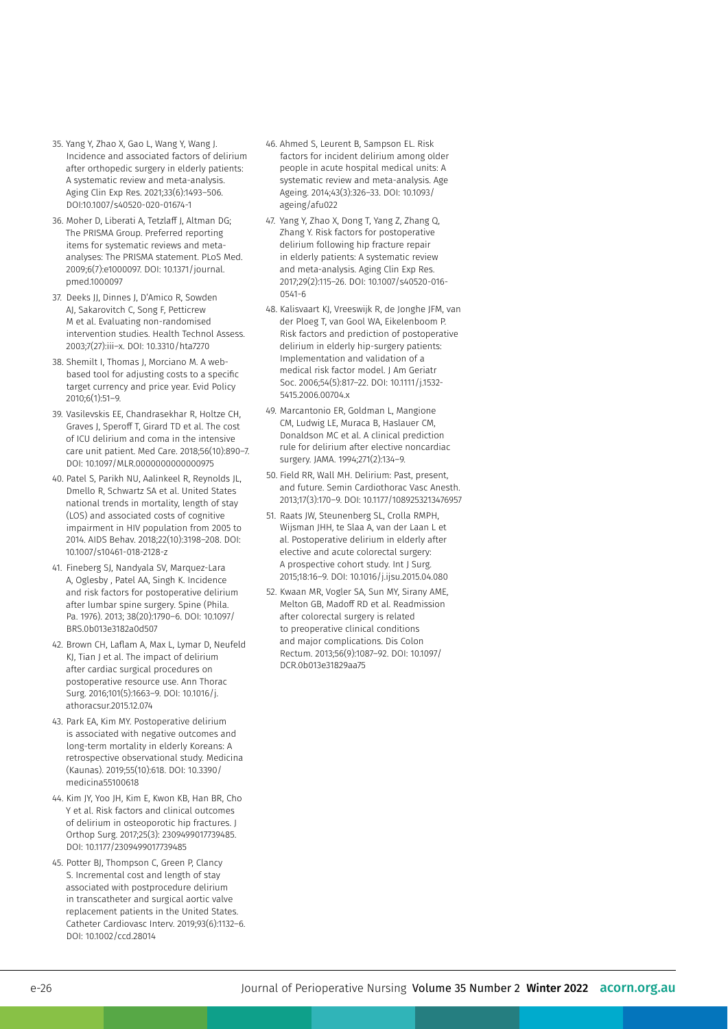35. Yang Y, Zhao X, Gao L, Wang Y, Wang J. Incidence and associated factors of delirium after orthopedic surgery in elderly patients: A systematic review and meta-analysis. Aging Clin Exp Res. 2021;33(6):1493–506. DOI:10.1007/s40520-020-01674-1
36. Moher D, Liberati A, Tetzlaff J, Altman DG; The PRISMA Group. Preferred reporting items for systematic reviews and meta-analyses: The PRISMA statement. PLoS Med. 2009;6(7):e1000097. DOI: 10.1371/journal.pmed.1000097
37. Deeks JJ, Dinnes J, D'Amico R, Sowden AJ, Sakarovitch C, Song F, Petticrew M et al. Evaluating non-randomised intervention studies. Health Technol Assess. 2003;7(27):iii–x. DOI: 10.3310/hta7270
38. Shemilt I, Thomas J, Morciano M. A web-based tool for adjusting costs to a specific target currency and price year. Evid Policy 2010;6(1):51–9.
39. Vasilevskis EE, Chandrasekhar R, Holtze CH, Graves J, Speroff T, Girard TD et al. The cost of ICU delirium and coma in the intensive care unit patient. Med Care. 2018;56(10):890–7. DOI: 10.1097/MLR.0000000000000975
40. Patel S, Parikh NU, Aalinkeel R, Reynolds JL, Dmello R, Schwartz SA et al. United States national trends in mortality, length of stay (LOS) and associated costs of cognitive impairment in HIV population from 2005 to 2014. AIDS Behav. 2018;22(10):3198–208. DOI: 10.1007/s10461-018-2128-z
41. Fineberg SJ, Nandyala SV, Marquez-Lara A, Oglesby , Patel AA, Singh K. Incidence and risk factors for postoperative delirium after lumbar spine surgery. Spine (Phila. Pa. 1976). 2013; 38(20):1790–6. DOI: 10.1097/BRS.0b013e3182a0d507
42. Brown CH, Laflam A, Max L, Lymar D, Neufeld KJ, Tian J et al. The impact of delirium after cardiac surgical procedures on postoperative resource use. Ann Thorac Surg. 2016;101(5):1663–9. DOI: 10.1016/j.athoracsur.2015.12.074
43. Park EA, Kim MY. Postoperative delirium is associated with negative outcomes and long-term mortality in elderly Koreans: A retrospective observational study. Medicina (Kaunas). 2019;55(10):618. DOI: 10.3390/medicina55100618
44. Kim JY, Yoo JH, Kim E, Kwon KB, Han BR, Cho Y et al. Risk factors and clinical outcomes of delirium in osteoporotic hip fractures. J Orthop Surg. 2017;25(3): 2309499017739485. DOI: 10.1177/2309499017739485
45. Potter BJ, Thompson C, Green P, Clancy S. Incremental cost and length of stay associated with postprocedure delirium in transcatheter and surgical aortic valve replacement patients in the United States. Catheter Cardiovasc Interv. 2019;93(6):1132–6. DOI: 10.1002/ccd.28014
46. Ahmed S, Leurent B, Sampson EL. Risk factors for incident delirium among older people in acute hospital medical units: A systematic review and meta-analysis. Age Ageing. 2014;43(3):326–33. DOI: 10.1093/ageing/afu022
47. Yang Y, Zhao X, Dong T, Yang Z, Zhang Q, Zhang Y. Risk factors for postoperative delirium following hip fracture repair in elderly patients: A systematic review and meta-analysis. Aging Clin Exp Res. 2017;29(2):115–26. DOI: 10.1007/s40520-016-0541-6
48. Kalisvaart KJ, Vreeswijk R, de Jonghe JFM, van der Ploeg T, van Gool WA, Eikelenboom P. Risk factors and prediction of postoperative delirium in elderly hip-surgery patients: Implementation and validation of a medical risk factor model. J Am Geriatr Soc. 2006;54(5):817–22. DOI: 10.1111/j.1532-5415.2006.00704.x
49. Marcantonio ER, Goldman L, Mangione CM, Ludwig LE, Muraca B, Haslauer CM, Donaldson MC et al. A clinical prediction rule for delirium after elective noncardiac surgery. JAMA. 1994;271(2):134–9.
50. Field RR, Wall MH. Delirium: Past, present, and future. Semin Cardiothorac Vasc Anesth. 2013;17(3):170–9. DOI: 10.1177/1089253213476957
51. Raats JW, Steunenberg SL, Crolla RMPH, Wijsman JHH, te Slaa A, van der Laan L et al. Postoperative delirium in elderly after elective and acute colorectal surgery: A prospective cohort study. Int J Surg. 2015;18:16–9. DOI: 10.1016/j.ijsu.2015.04.080
52. Kwaan MR, Vogler SA, Sun MY, Sirany AME, Melton GB, Madoff RD et al. Readmission after colorectal surgery is related to preoperative clinical conditions and major complications. Dis Colon Rectum. 2013;56(9):1087–92. DOI: 10.1097/DCR.0b013e31829aa75